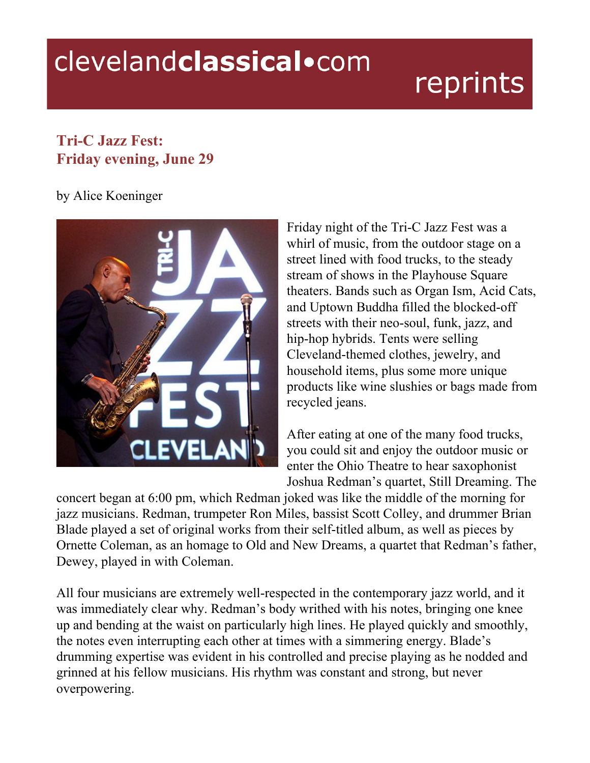# clevelandclassical•com reprints

## Tri-C Jazz Fest:
## Friday evening, June 29

by Alice Koeninger

Friday night of the Tri-C Jazz Fest was a whirl of music, from the outdoor stage on a street lined with food trucks, to the steady stream of shows in the Playhouse Square theaters. Bands such as Organ Ism, Acid Cats, and Uptown Buddha filled the blocked-off streets with their neo-soul, funk, jazz, and hip-hop hybrids. Tents were selling Cleveland-themed clothes, jewelry, and household items, plus some more unique products like wine slushies or bags made from recycled jeans.

After eating at one of the many food trucks, you could sit and enjoy the outdoor music or enter the Ohio Theatre to hear saxophonist Joshua Redman's quartet, Still Dreaming. The concert began at 6:00 pm, which Redman joked was like the middle of the morning for jazz musicians. Redman, trumpeter Ron Miles, bassist Scott Colley, and drummer Brian Blade played a set of original works from their self-titled album, as well as pieces by Ornette Coleman, as an homage to Old and New Dreams, a quartet that Redman's father, Dewey, played in with Coleman.

All four musicians are extremely well-respected in the contemporary jazz world, and it was immediately clear why. Redman's body writhed with his notes, bringing one knee up and bending at the waist on particularly high lines. He played quickly and smoothly, the notes even interrupting each other at times with a simmering energy. Blade's drumming expertise was evident in his controlled and precise playing as he nodded and grinned at his fellow musicians. His rhythm was constant and strong, but never overpowering.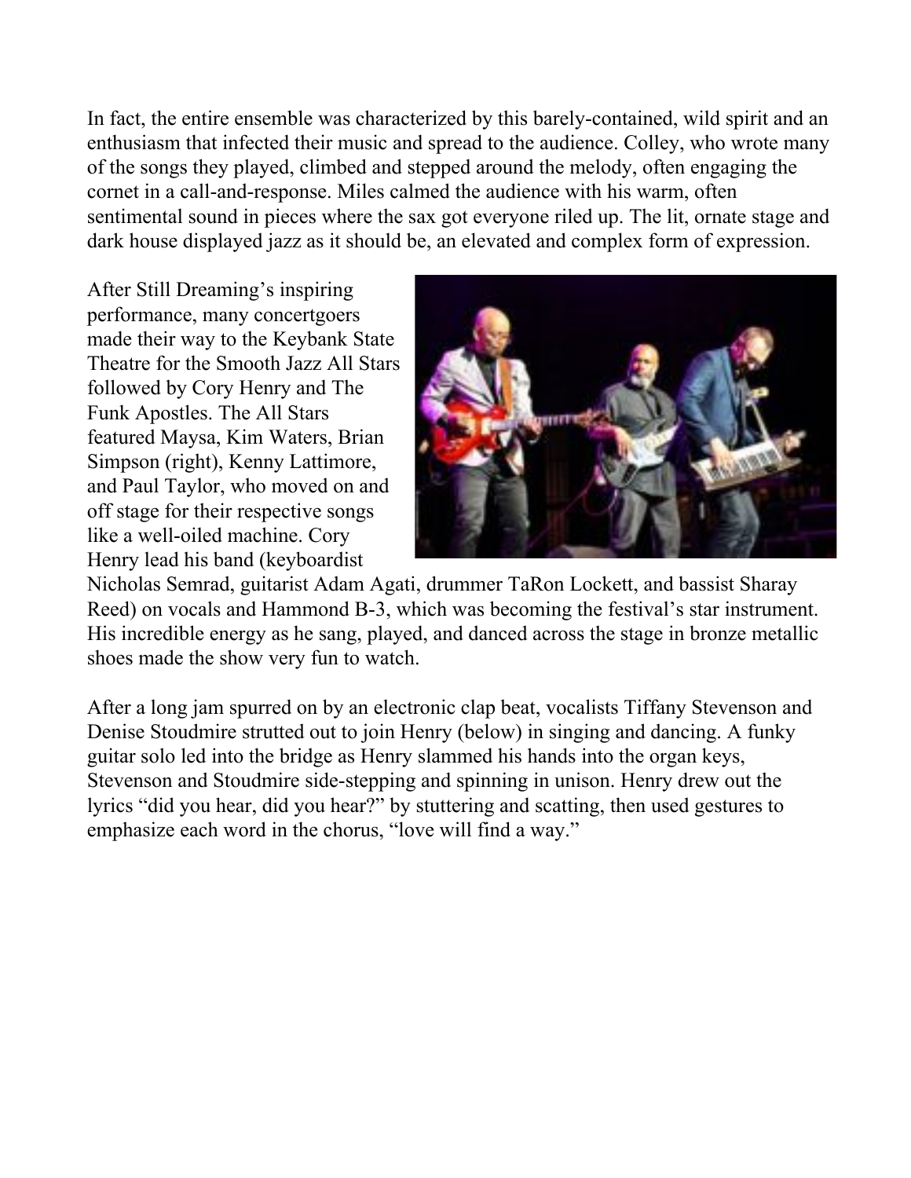In fact, the entire ensemble was characterized by this barely-contained, wild spirit and an enthusiasm that infected their music and spread to the audience. Colley, who wrote many of the songs they played, climbed and stepped around the melody, often engaging the cornet in a call-and-response. Miles calmed the audience with his warm, often sentimental sound in pieces where the sax got everyone riled up. The lit, ornate stage and dark house displayed jazz as it should be, an elevated and complex form of expression.

After Still Dreaming's inspiring performance, many concertgoers made their way to the Keybank State Theatre for the Smooth Jazz All Stars followed by Cory Henry and The Funk Apostles. The All Stars featured Maysa, Kim Waters, Brian Simpson (right), Kenny Lattimore, and Paul Taylor, who moved on and off stage for their respective songs like a well-oiled machine. Cory Henry lead his band (keyboardist Nicholas Semrad, guitarist Adam Agati, drummer TaRon Lockett, and bassist Sharay Reed) on vocals and Hammond B-3, which was becoming the festival's star instrument. His incredible energy as he sang, played, and danced across the stage in bronze metallic shoes made the show very fun to watch.

After a long jam spurred on by an electronic clap beat, vocalists Tiffany Stevenson and Denise Stoudmire strutted out to join Henry (below) in singing and dancing. A funky guitar solo led into the bridge as Henry slammed his hands into the organ keys, Stevenson and Stoudmire side-stepping and spinning in unison. Henry drew out the lyrics "did you hear, did you hear?" by stuttering and scatting, then used gestures to emphasize each word in the chorus, "love will find a way."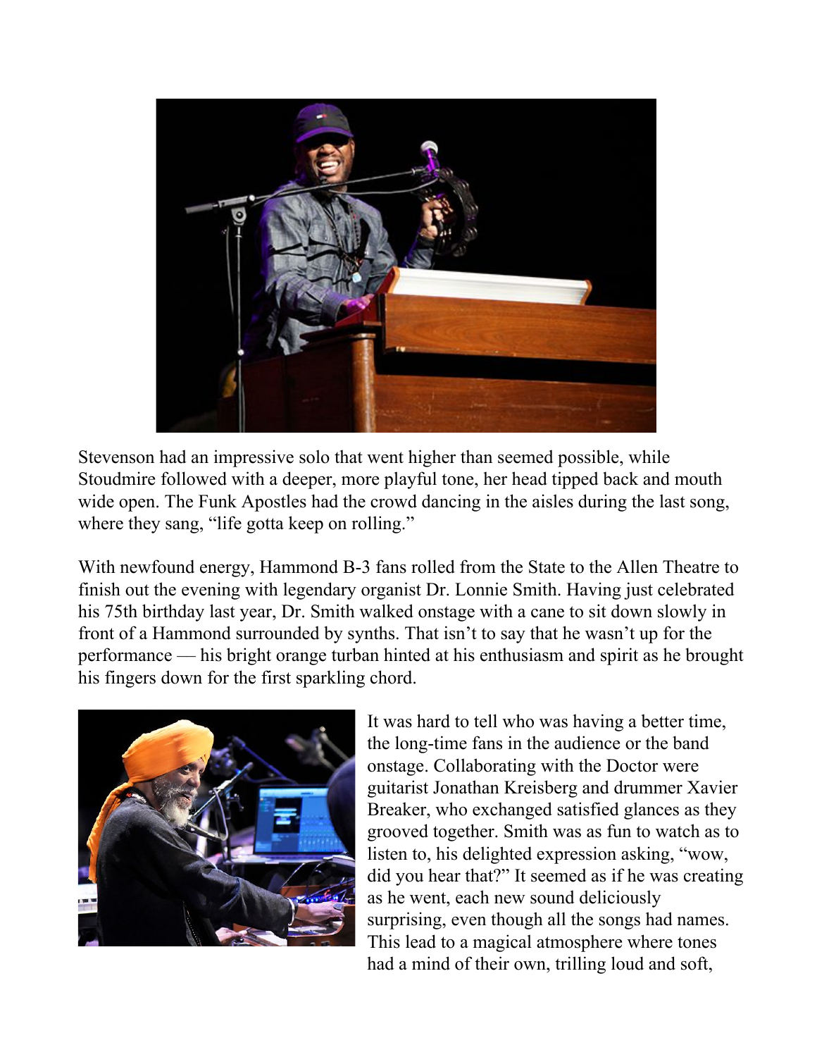Stevenson had an impressive solo that went higher than seemed possible, while Stoudmire followed with a deeper, more playful tone, her head tipped back and mouth wide open. The Funk Apostles had the crowd dancing in the aisles during the last song, where they sang, "life gotta keep on rolling."

With newfound energy, Hammond B-3 fans rolled from the State to the Allen Theatre to finish out the evening with legendary organist Dr. Lonnie Smith. Having just celebrated his 75th birthday last year, Dr. Smith walked onstage with a cane to sit down slowly in front of a Hammond surrounded by synths. That isn't to say that he wasn't up for the performance — his bright orange turban hinted at his enthusiasm and spirit as he brought his fingers down for the first sparkling chord.

It was hard to tell who was having a better time, the long-time fans in the audience or the band onstage. Collaborating with the Doctor were guitarist Jonathan Kreisberg and drummer Xavier Breaker, who exchanged satisfied glances as they grooved together. Smith was as fun to watch as to listen to, his delighted expression asking, "wow, did you hear that?" It seemed as if he was creating as he went, each new sound deliciously surprising, even though all the songs had names. This lead to a magical atmosphere where tones had a mind of their own, trilling loud and soft,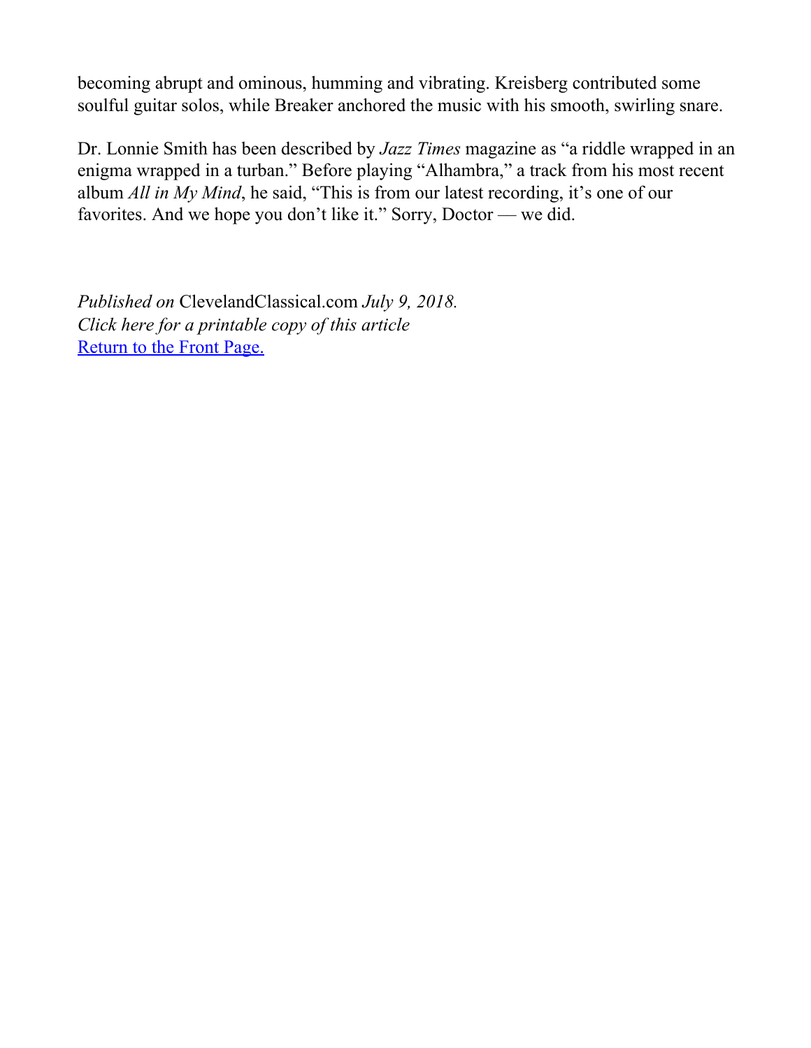becoming abrupt and ominous, humming and vibrating. Kreisberg contributed some soulful guitar solos, while Breaker anchored the music with his smooth, swirling snare.

Dr. Lonnie Smith has been described by *Jazz Times* magazine as "a riddle wrapped in an enigma wrapped in a turban." Before playing "Alhambra," a track from his most recent album *All in My Mind*, he said, "This is from our latest recording, it's one of our favorites. And we hope you don't like it." Sorry, Doctor — we did.

*Published on* ClevelandClassical.com *July 9, 2018.*
*Click here for a printable copy of this article*
[Return to the Front Page.]()